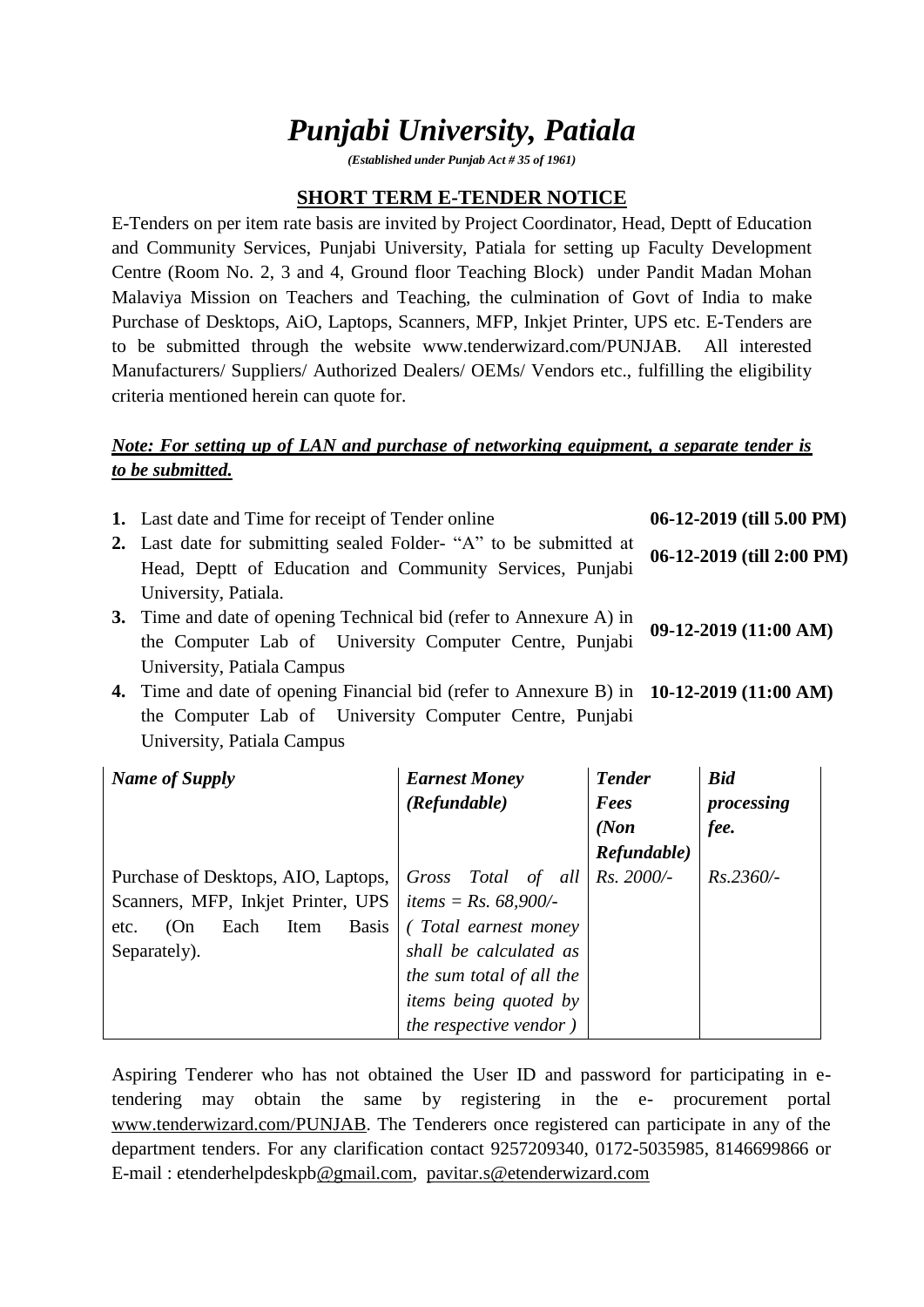# *Punjabi University, Patiala*

***(Established under Punjab Act # 35 of 1961)***

## SHORT TERM E-TENDER NOTICE

E-Tenders on per item rate basis are invited by Project Coordinator, Head, Deptt of Education and Community Services, Punjabi University, Patiala for setting up Faculty Development Centre (Room No. 2, 3 and 4, Ground floor Teaching Block) under Pandit Madan Mohan Malaviya Mission on Teachers and Teaching, the culmination of Govt of India to make Purchase of Desktops, AiO, Laptops, Scanners, MFP, Inkjet Printer, UPS etc. E-Tenders are to be submitted through the website www.tenderwizard.com/PUNJAB. All interested Manufacturers/ Suppliers/ Authorized Dealers/ OEMs/ Vendors etc., fulfilling the eligibility criteria mentioned herein can quote for.

***Note: For setting up of LAN and purchase of networking equipment, a separate tender is to be submitted.***

| | | |
|---|---|---|
| **1.** | Last date and Time for receipt of Tender online | **06-12-2019 (till 5.00 PM)** |
| **2.** | Last date for submitting sealed Folder- "A" to be submitted at Head, Deptt of Education and Community Services, Punjabi University, Patiala. | **06-12-2019 (till 2:00 PM)** |
| **3.** | Time and date of opening Technical bid (refer to Annexure A) in the Computer Lab of University Computer Centre, Punjabi University, Patiala Campus | **09-12-2019 (11:00 AM)** |
| **4.** | Time and date of opening Financial bid (refer to Annexure B) in the Computer Lab of University Computer Centre, Punjabi University, Patiala Campus | **10-12-2019 (11:00 AM)** |

| ***Name of Supply*** | ***Earnest Money (Refundable)*** | ***Tender Fees (Non Refundable)*** | ***Bid processing fee.*** |
|---|---|---|---|
| Purchase of Desktops, AIO, Laptops, Scanners, MFP, Inkjet Printer, UPS etc. (On Each Item Basis Separately). | *Gross Total of all items = Rs. 68,900/- ( Total earnest money shall be calculated as the sum total of all the items being quoted by the respective vendor )* | *Rs. 2000/-* | *Rs.2360/-* |

Aspiring Tenderer who has not obtained the User ID and password for participating in e-tendering may obtain the same by registering in the e- procurement portal www.tenderwizard.com/PUNJAB. The Tenderers once registered can participate in any of the department tenders. For any clarification contact 9257209340, 0172-5035985, 8146699866 or E-mail : etenderhelpdeskpb@gmail.com, pavitar.s@etenderwizard.com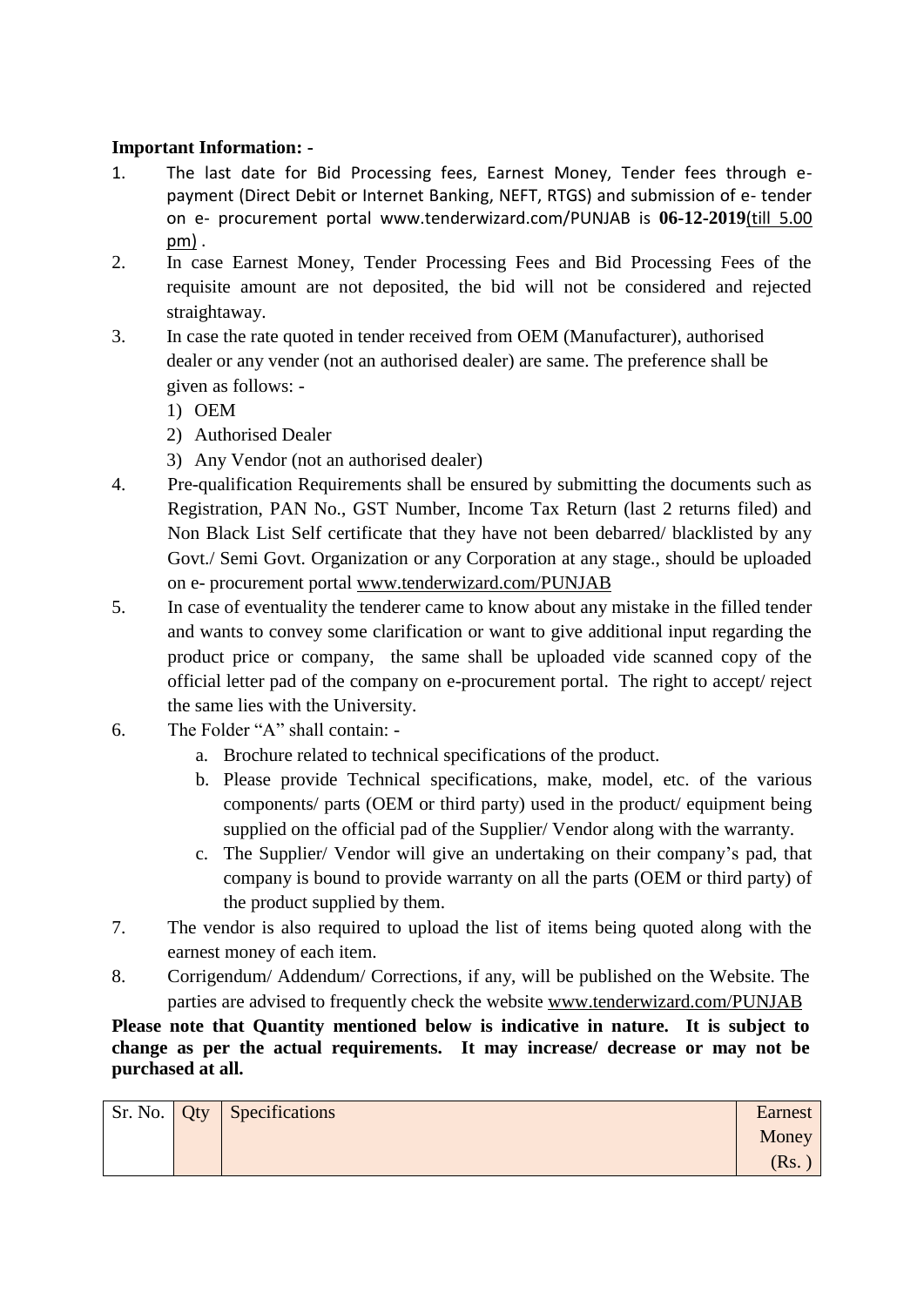**Important Information: -**

1. The last date for Bid Processing fees, Earnest Money, Tender fees through e-payment (Direct Debit or Internet Banking, NEFT, RTGS) and submission of e- tender on e- procurement portal www.tenderwizard.com/PUNJAB is **06-12-2019**(till 5.00 pm) .
2. In case Earnest Money, Tender Processing Fees and Bid Processing Fees of the requisite amount are not deposited, the bid will not be considered and rejected straightaway.
3. In case the rate quoted in tender received from OEM (Manufacturer), authorised dealer or any vender (not an authorised dealer) are same. The preference shall be given as follows: -
   1) OEM
   2) Authorised Dealer
   3) Any Vendor (not an authorised dealer)
4. Pre-qualification Requirements shall be ensured by submitting the documents such as Registration, PAN No., GST Number, Income Tax Return (last 2 returns filed) and Non Black List Self certificate that they have not been debarred/ blacklisted by any Govt./ Semi Govt. Organization or any Corporation at any stage., should be uploaded on e- procurement portal www.tenderwizard.com/PUNJAB
5. In case of eventuality the tenderer came to know about any mistake in the filled tender and wants to convey some clarification or want to give additional input regarding the product price or company, the same shall be uploaded vide scanned copy of the official letter pad of the company on e-procurement portal. The right to accept/ reject the same lies with the University.
6. The Folder "A" shall contain: -
   a. Brochure related to technical specifications of the product.
   b. Please provide Technical specifications, make, model, etc. of the various components/ parts (OEM or third party) used in the product/ equipment being supplied on the official pad of the Supplier/ Vendor along with the warranty.
   c. The Supplier/ Vendor will give an undertaking on their company's pad, that company is bound to provide warranty on all the parts (OEM or third party) of the product supplied by them.
7. The vendor is also required to upload the list of items being quoted along with the earnest money of each item.
8. Corrigendum/ Addendum/ Corrections, if any, will be published on the Website. The parties are advised to frequently check the website www.tenderwizard.com/PUNJAB

**Please note that Quantity mentioned below is indicative in nature. It is subject to change as per the actual requirements. It may increase/ decrease or may not be purchased at all.**

| Sr. No. | Qty | Specifications | Earnest Money (Rs. ) |
|---|---|---|---|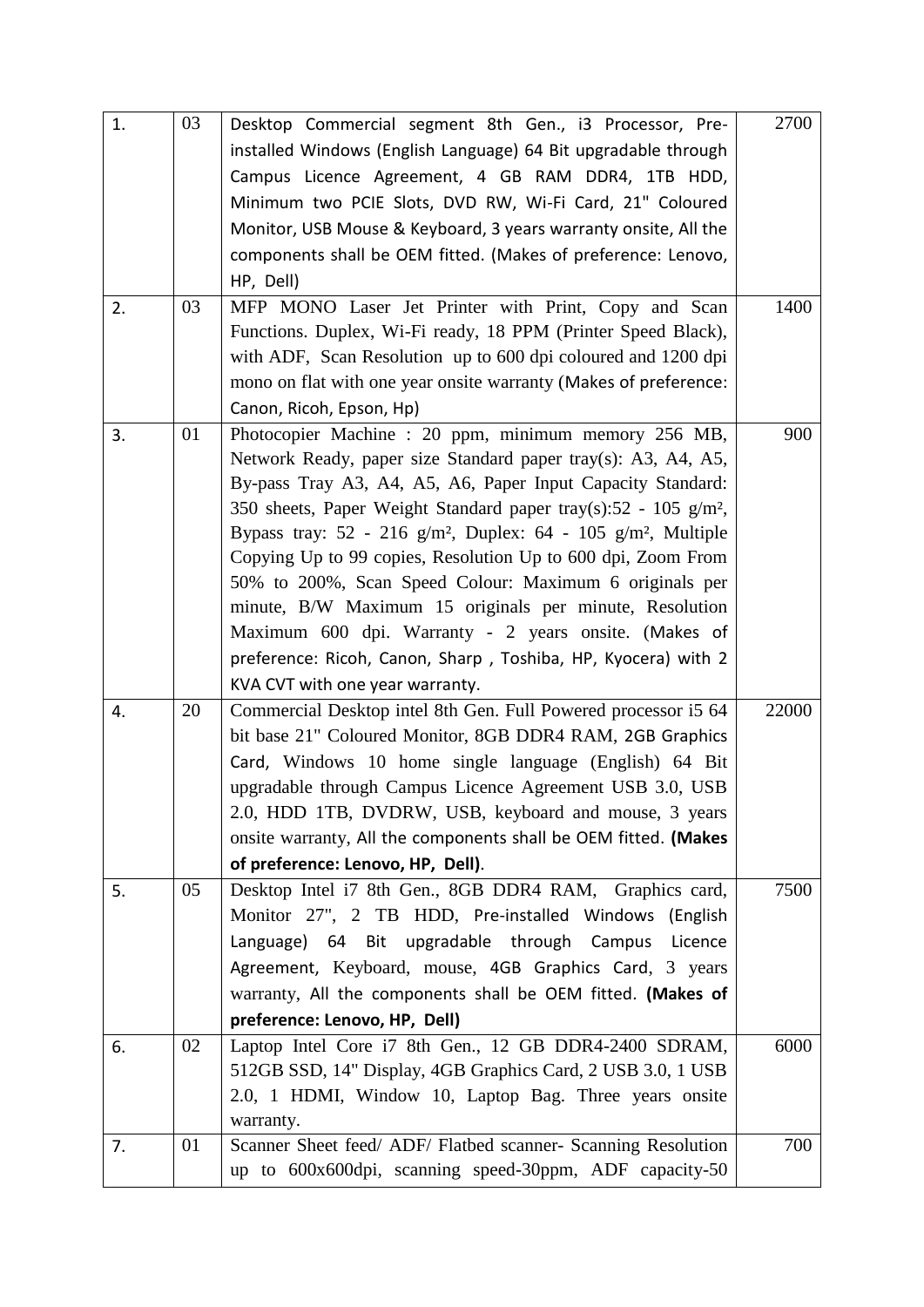| | | | |
|---|---|---|---|
| 1. | 03 | Desktop Commercial segment 8th Gen., i3 Processor, Pre-installed Windows (English Language) 64 Bit upgradable through Campus Licence Agreement, 4 GB RAM DDR4, 1TB HDD, Minimum two PCIE Slots, DVD RW, Wi-Fi Card, 21" Coloured Monitor, USB Mouse & Keyboard, 3 years warranty onsite, All the components shall be OEM fitted. (Makes of preference: Lenovo, HP, Dell) | 2700 |
| 2. | 03 | MFP MONO Laser Jet Printer with Print, Copy and Scan Functions. Duplex, Wi-Fi ready, 18 PPM (Printer Speed Black), with ADF, Scan Resolution up to 600 dpi coloured and 1200 dpi mono on flat with one year onsite warranty (Makes of preference: Canon, Ricoh, Epson, Hp) | 1400 |
| 3. | 01 | Photocopier Machine : 20 ppm, minimum memory 256 MB, Network Ready, paper size Standard paper tray(s): A3, A4, A5, By-pass Tray A3, A4, A5, A6, Paper Input Capacity Standard: 350 sheets, Paper Weight Standard paper tray(s):52 - 105 g/m², Bypass tray: 52 - 216 g/m², Duplex: 64 - 105 g/m², Multiple Copying Up to 99 copies, Resolution Up to 600 dpi, Zoom From 50% to 200%, Scan Speed Colour: Maximum 6 originals per minute, B/W Maximum 15 originals per minute, Resolution Maximum 600 dpi. Warranty - 2 years onsite. (Makes of preference: Ricoh, Canon, Sharp , Toshiba, HP, Kyocera) with 2 KVA CVT with one year warranty. | 900 |
| 4. | 20 | Commercial Desktop intel 8th Gen. Full Powered processor i5 64 bit base 21" Coloured Monitor, 8GB DDR4 RAM, 2GB Graphics Card, Windows 10 home single language (English) 64 Bit upgradable through Campus Licence Agreement USB 3.0, USB 2.0, HDD 1TB, DVDRW, USB, keyboard and mouse, 3 years onsite warranty, All the components shall be OEM fitted. **(Makes of preference: Lenovo, HP, Dell)**. | 22000 |
| 5. | 05 | Desktop Intel i7 8th Gen., 8GB DDR4 RAM, Graphics card, Monitor 27", 2 TB HDD, Pre-installed Windows (English Language) 64 Bit upgradable through Campus Licence Agreement, Keyboard, mouse, 4GB Graphics Card, 3 years warranty, All the components shall be OEM fitted. **(Makes of preference: Lenovo, HP, Dell)** | 7500 |
| 6. | 02 | Laptop Intel Core i7 8th Gen., 12 GB DDR4-2400 SDRAM, 512GB SSD, 14" Display, 4GB Graphics Card, 2 USB 3.0, 1 USB 2.0, 1 HDMI, Window 10, Laptop Bag. Three years onsite warranty. | 6000 |
| 7. | 01 | Scanner Sheet feed/ ADF/ Flatbed scanner- Scanning Resolution up to 600x600dpi, scanning speed-30ppm, ADF capacity-50 | 700 |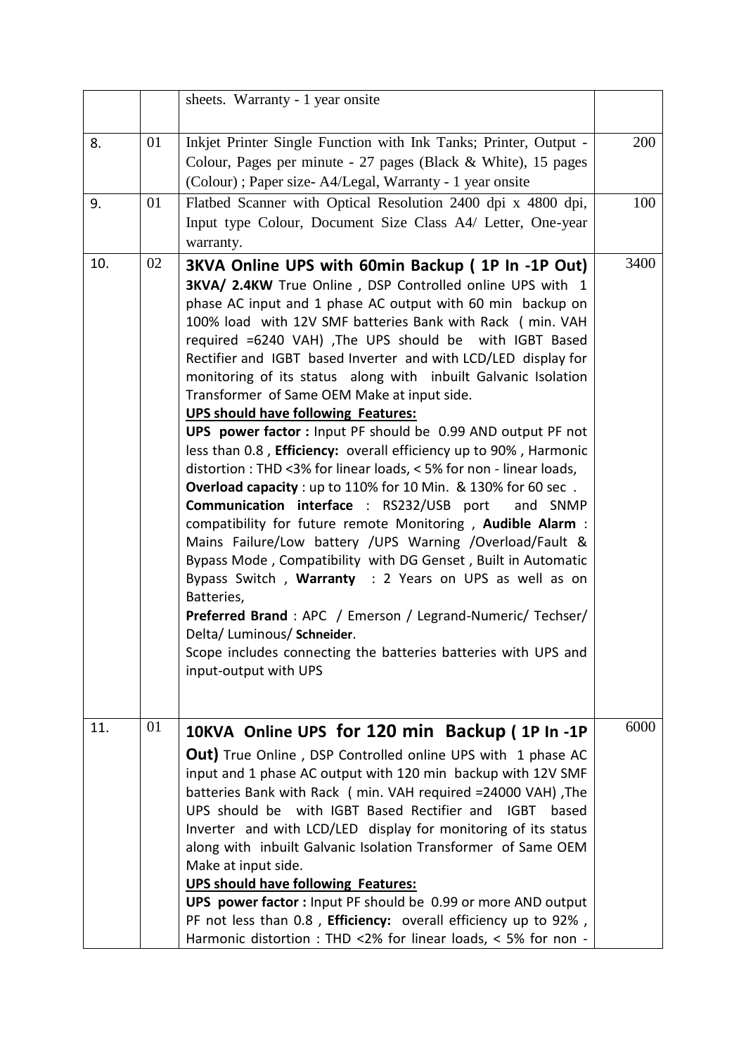| | | | |
|---|---|---|---|
| | | sheets. Warranty - 1 year onsite | |
| 8. | 01 | Inkjet Printer Single Function with Ink Tanks; Printer, Output - Colour, Pages per minute - 27 pages (Black & White), 15 pages (Colour) ; Paper size- A4/Legal, Warranty - 1 year onsite | 200 |
| 9. | 01 | Flatbed Scanner with Optical Resolution 2400 dpi x 4800 dpi, Input type Colour, Document Size Class A4/ Letter, One-year warranty. | 100 |
| 10. | 02 | **3KVA Online UPS with 60min Backup ( 1P In -1P Out)** **3KVA/ 2.4KW** True Online , DSP Controlled online UPS with 1 phase AC input and 1 phase AC output with 60 min backup on 100% load with 12V SMF batteries Bank with Rack ( min. VAH required =6240 VAH) ,The UPS should be with IGBT Based Rectifier and IGBT based Inverter and with LCD/LED display for monitoring of its status along with inbuilt Galvanic Isolation Transformer of Same OEM Make at input side.<br>**UPS should have following Features:**<br>**UPS power factor :** Input PF should be 0.99 AND output PF not less than 0.8 , **Efficiency:** overall efficiency up to 90% , Harmonic distortion : THD <3% for linear loads, < 5% for non - linear loads, **Overload capacity** : up to 110% for 10 Min. & 130% for 60 sec . **Communication interface** : RS232/USB port and SNMP compatibility for future remote Monitoring , **Audible Alarm** : Mains Failure/Low battery /UPS Warning /Overload/Fault & Bypass Mode , Compatibility with DG Genset , Built in Automatic Bypass Switch , **Warranty** : 2 Years on UPS as well as on Batteries,<br>**Preferred Brand** : APC / Emerson / Legrand-Numeric/ Techser/ Delta/ Luminous/ **Schneider**.<br>Scope includes connecting the batteries batteries with UPS and input-output with UPS | 3400 |
| 11. | 01 | **10KVA Online UPS for 120 min Backup ( 1P In -1P Out)** True Online , DSP Controlled online UPS with 1 phase AC input and 1 phase AC output with 120 min backup with 12V SMF batteries Bank with Rack ( min. VAH required =24000 VAH) ,The UPS should be with IGBT Based Rectifier and IGBT based Inverter and with LCD/LED display for monitoring of its status along with inbuilt Galvanic Isolation Transformer of Same OEM Make at input side.<br>**UPS should have following Features:**<br>**UPS power factor :** Input PF should be 0.99 or more AND output PF not less than 0.8 , **Efficiency:** overall efficiency up to 92% , Harmonic distortion : THD <2% for linear loads, < 5% for non - | 6000 |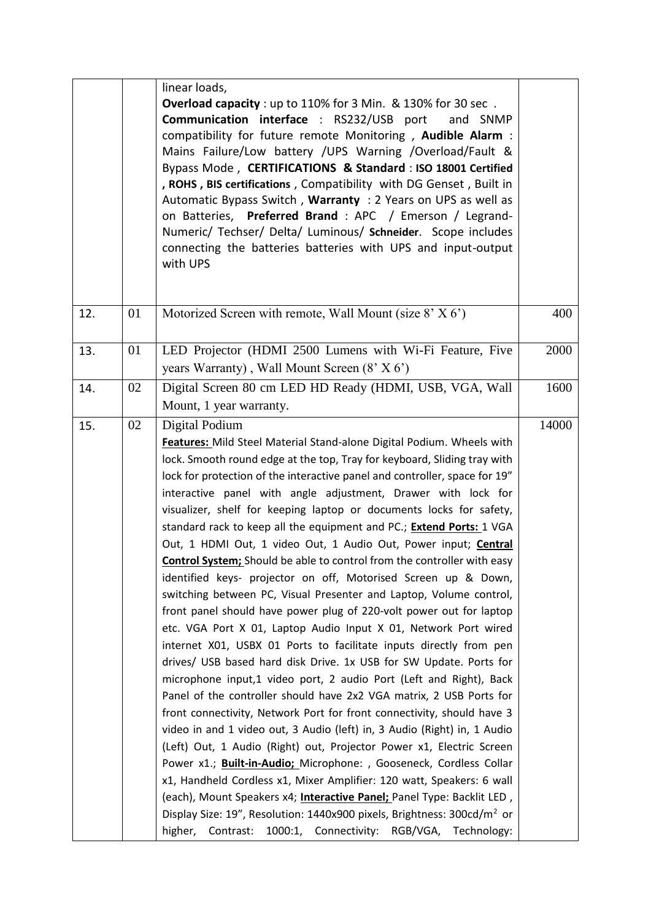| | | | |
|---|---|---|---|
| | | linear loads, **Overload capacity** : up to 110% for 3 Min. & 130% for 30 sec . **Communication interface** : RS232/USB port and SNMP compatibility for future remote Monitoring , **Audible Alarm** : Mains Failure/Low battery /UPS Warning /Overload/Fault & Bypass Mode , **CERTIFICATIONS & Standard** : **ISO 18001 Certified , ROHS , BIS certifications** , Compatibility with DG Genset , Built in Automatic Bypass Switch , **Warranty** : 2 Years on UPS as well as on Batteries, **Preferred Brand** : APC / Emerson / Legrand-Numeric/ Techser/ Delta/ Luminous/ **Schneider**. Scope includes connecting the batteries batteries with UPS and input-output with UPS | |
| 12. | 01 | Motorized Screen with remote, Wall Mount (size 8' X 6') | 400 |
| 13. | 01 | LED Projector (HDMI 2500 Lumens with Wi-Fi Feature, Five years Warranty) , Wall Mount Screen (8' X 6') | 2000 |
| 14. | 02 | Digital Screen 80 cm LED HD Ready (HDMI, USB, VGA, Wall Mount, 1 year warranty. | 1600 |
| 15. | 02 | Digital Podium<br>**Features:** Mild Steel Material Stand-alone Digital Podium. Wheels with lock. Smooth round edge at the top, Tray for keyboard, Sliding tray with lock for protection of the interactive panel and controller, space for 19" interactive panel with angle adjustment, Drawer with lock for visualizer, shelf for keeping laptop or documents locks for safety, standard rack to keep all the equipment and PC.; **Extend Ports:** 1 VGA Out, 1 HDMI Out, 1 video Out, 1 Audio Out, Power input; **Central Control System;** Should be able to control from the controller with easy identified keys- projector on off, Motorised Screen up & Down, switching between PC, Visual Presenter and Laptop, Volume control, front panel should have power plug of 220-volt power out for laptop etc. VGA Port X 01, Laptop Audio Input X 01, Network Port wired internet X01, USBX 01 Ports to facilitate inputs directly from pen drives/ USB based hard disk Drive. 1x USB for SW Update. Ports for microphone input,1 video port, 2 audio Port (Left and Right), Back Panel of the controller should have 2x2 VGA matrix, 2 USB Ports for front connectivity, Network Port for front connectivity, should have 3 video in and 1 video out, 3 Audio (left) in, 3 Audio (Right) in, 1 Audio (Left) Out, 1 Audio (Right) out, Projector Power x1, Electric Screen Power x1.; **Built-in-Audio;** Microphone: , Gooseneck, Cordless Collar x1, Handheld Cordless x1, Mixer Amplifier: 120 watt, Speakers: 6 wall (each), Mount Speakers x4; **Interactive Panel;** Panel Type: Backlit LED , Display Size: 19", Resolution: 1440x900 pixels, Brightness: 300cd/m$^2$ or higher, Contrast: 1000:1, Connectivity: RGB/VGA, Technology: | 14000 |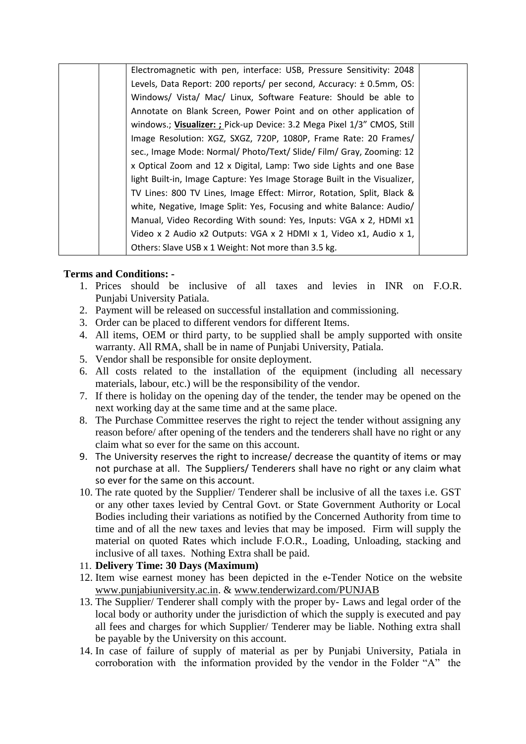|  |  | Electromagnetic with pen, interface: USB, Pressure Sensitivity: 2048 Levels, Data Report: 200 reports/ per second, Accuracy: ± 0.5mm, OS: Windows/ Vista/ Mac/ Linux, Software Feature: Should be able to Annotate on Blank Screen, Power Point and on other application of windows.; **Visualizer: ;** Pick-up Device: 3.2 Mega Pixel 1/3" CMOS, Still Image Resolution: XGZ, SXGZ, 720P, 1080P, Frame Rate: 20 Frames/ sec., Image Mode: Normal/ Photo/Text/ Slide/ Film/ Gray, Zooming: 12 x Optical Zoom and 12 x Digital, Lamp: Two side Lights and one Base light Built-in, Image Capture: Yes Image Storage Built in the Visualizer, TV Lines: 800 TV Lines, Image Effect: Mirror, Rotation, Split, Black & white, Negative, Image Split: Yes, Focusing and white Balance: Audio/ Manual, Video Recording With sound: Yes, Inputs: VGA x 2, HDMI x1 Video x 2 Audio x2 Outputs: VGA x 2 HDMI x 1, Video x1, Audio x 1, Others: Slave USB x 1 Weight: Not more than 3.5 kg. |  |
|---|---|---|---|

**Terms and Conditions: -**

1. Prices should be inclusive of all taxes and levies in INR on F.O.R. Punjabi University Patiala.
2. Payment will be released on successful installation and commissioning.
3. Order can be placed to different vendors for different Items.
4. All items, OEM or third party, to be supplied shall be amply supported with onsite warranty. All RMA, shall be in name of Punjabi University, Patiala.
5. Vendor shall be responsible for onsite deployment.
6. All costs related to the installation of the equipment (including all necessary materials, labour, etc.) will be the responsibility of the vendor.
7. If there is holiday on the opening day of the tender, the tender may be opened on the next working day at the same time and at the same place.
8. The Purchase Committee reserves the right to reject the tender without assigning any reason before/ after opening of the tenders and the tenderers shall have no right or any claim what so ever for the same on this account.
9. The University reserves the right to increase/ decrease the quantity of items or may not purchase at all. The Suppliers/ Tenderers shall have no right or any claim what so ever for the same on this account.
10. The rate quoted by the Supplier/ Tenderer shall be inclusive of all the taxes i.e. GST or any other taxes levied by Central Govt. or State Government Authority or Local Bodies including their variations as notified by the Concerned Authority from time to time and of all the new taxes and levies that may be imposed. Firm will supply the material on quoted Rates which include F.O.R., Loading, Unloading, stacking and inclusive of all taxes. Nothing Extra shall be paid.
11. **Delivery Time: 30 Days (Maximum)**
12. Item wise earnest money has been depicted in the e-Tender Notice on the website www.punjabiuniversity.ac.in. & www.tenderwizard.com/PUNJAB
13. The Supplier/ Tenderer shall comply with the proper by- Laws and legal order of the local body or authority under the jurisdiction of which the supply is executed and pay all fees and charges for which Supplier/ Tenderer may be liable. Nothing extra shall be payable by the University on this account.
14. In case of failure of supply of material as per by Punjabi University, Patiala in corroboration with the information provided by the vendor in the Folder "A" the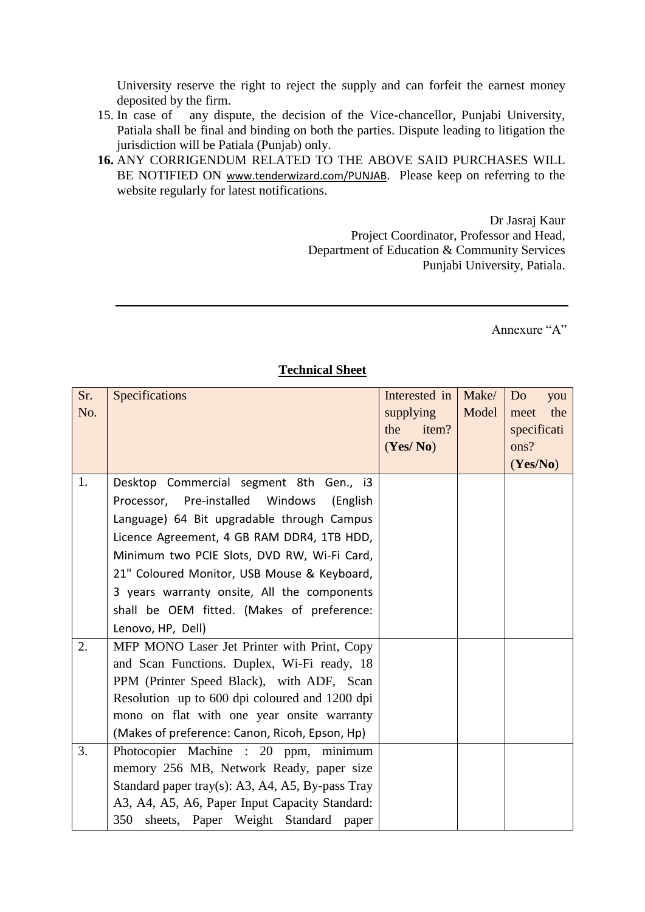University reserve the right to reject the supply and can forfeit the earnest money deposited by the firm.

15. In case of any dispute, the decision of the Vice-chancellor, Punjabi University, Patiala shall be final and binding on both the parties. Dispute leading to litigation the jurisdiction will be Patiala (Punjab) only.
16. **ANY CORRIGENDUM RELATED TO THE ABOVE SAID PURCHASES WILL BE NOTIFIED ON** www.tenderwizard.com/PUNJAB. Please keep on referring to the website regularly for latest notifications.

Dr Jasraj Kaur
Project Coordinator, Professor and Head,
Department of Education & Community Services
Punjabi University, Patiala.

---

Annexure "A"

**Technical Sheet**

| Sr. No. | Specifications | Interested in supplying the item? (**Yes/ No**) | Make/ Model | Do you meet the specifications? (**Yes/No**) |
|---|---|---|---|---|
| 1. | Desktop Commercial segment 8th Gen., i3 Processor, Pre-installed Windows (English Language) 64 Bit upgradable through Campus Licence Agreement, 4 GB RAM DDR4, 1TB HDD, Minimum two PCIE Slots, DVD RW, Wi-Fi Card, 21" Coloured Monitor, USB Mouse & Keyboard, 3 years warranty onsite, All the components shall be OEM fitted. (Makes of preference: Lenovo, HP, Dell) | | | |
| 2. | MFP MONO Laser Jet Printer with Print, Copy and Scan Functions. Duplex, Wi-Fi ready, 18 PPM (Printer Speed Black), with ADF, Scan Resolution up to 600 dpi coloured and 1200 dpi mono on flat with one year onsite warranty (Makes of preference: Canon, Ricoh, Epson, Hp) | | | |
| 3. | Photocopier Machine : 20 ppm, minimum memory 256 MB, Network Ready, paper size Standard paper tray(s): A3, A4, A5, By-pass Tray A3, A4, A5, A6, Paper Input Capacity Standard: 350 sheets, Paper Weight Standard paper | | | |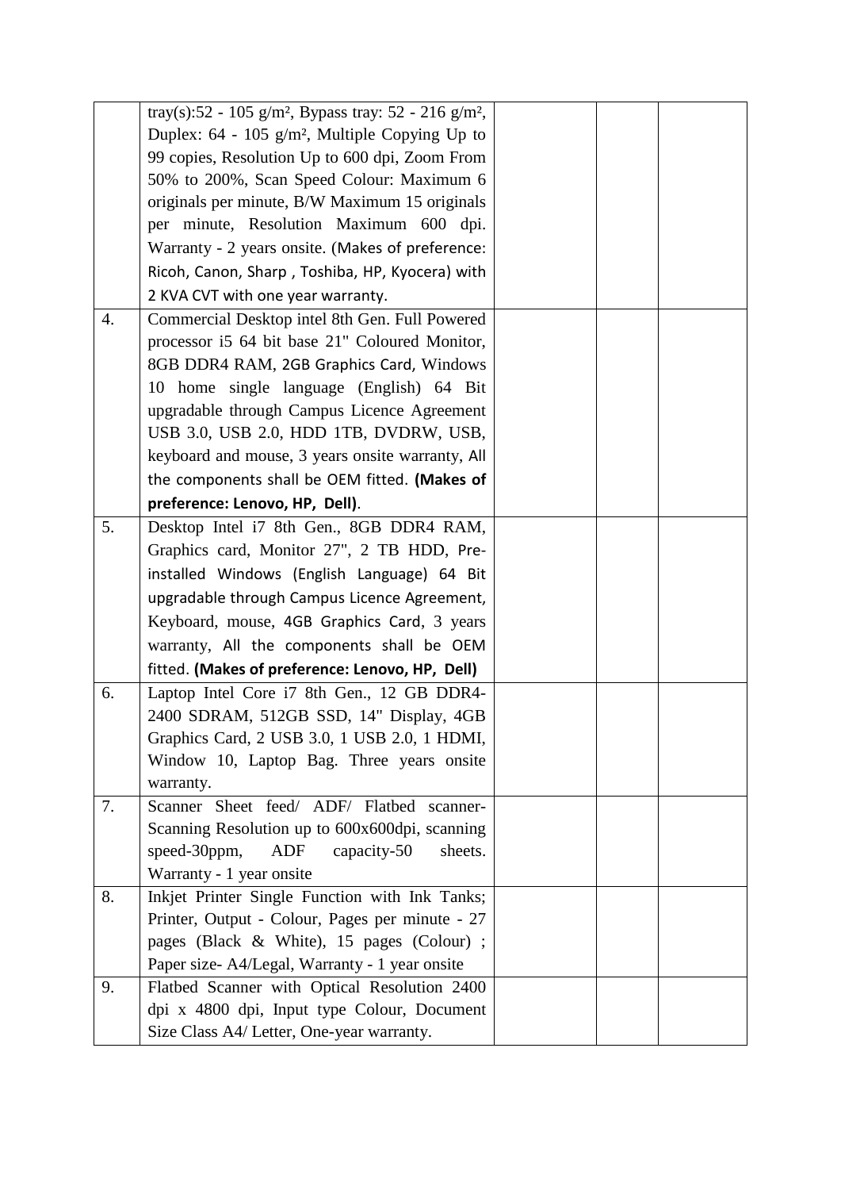| | | | | |
|---|---|---|---|---|
| | tray(s):52 - 105 g/m², Bypass tray: 52 - 216 g/m², Duplex: 64 - 105 g/m², Multiple Copying Up to 99 copies, Resolution Up to 600 dpi, Zoom From 50% to 200%, Scan Speed Colour: Maximum 6 originals per minute, B/W Maximum 15 originals per minute, Resolution Maximum 600 dpi. Warranty - 2 years onsite. (Makes of preference: Ricoh, Canon, Sharp , Toshiba, HP, Kyocera) with 2 KVA CVT with one year warranty. | | | |
| 4. | Commercial Desktop intel 8th Gen. Full Powered processor i5 64 bit base 21" Coloured Monitor, 8GB DDR4 RAM, 2GB Graphics Card, Windows 10 home single language (English) 64 Bit upgradable through Campus Licence Agreement USB 3.0, USB 2.0, HDD 1TB, DVDRW, USB, keyboard and mouse, 3 years onsite warranty, All the components shall be OEM fitted. **(Makes of preference: Lenovo, HP, Dell)**. | | | |
| 5. | Desktop Intel i7 8th Gen., 8GB DDR4 RAM, Graphics card, Monitor 27", 2 TB HDD, Pre-installed Windows (English Language) 64 Bit upgradable through Campus Licence Agreement, Keyboard, mouse, 4GB Graphics Card, 3 years warranty, All the components shall be OEM fitted. **(Makes of preference: Lenovo, HP, Dell)** | | | |
| 6. | Laptop Intel Core i7 8th Gen., 12 GB DDR4-2400 SDRAM, 512GB SSD, 14" Display, 4GB Graphics Card, 2 USB 3.0, 1 USB 2.0, 1 HDMI, Window 10, Laptop Bag. Three years onsite warranty. | | | |
| 7. | Scanner Sheet feed/ ADF/ Flatbed scanner-Scanning Resolution up to 600x600dpi, scanning speed-30ppm, ADF capacity-50 sheets. Warranty - 1 year onsite | | | |
| 8. | Inkjet Printer Single Function with Ink Tanks; Printer, Output - Colour, Pages per minute - 27 pages (Black & White), 15 pages (Colour) ; Paper size- A4/Legal, Warranty - 1 year onsite | | | |
| 9. | Flatbed Scanner with Optical Resolution 2400 dpi x 4800 dpi, Input type Colour, Document Size Class A4/ Letter, One-year warranty. | | | |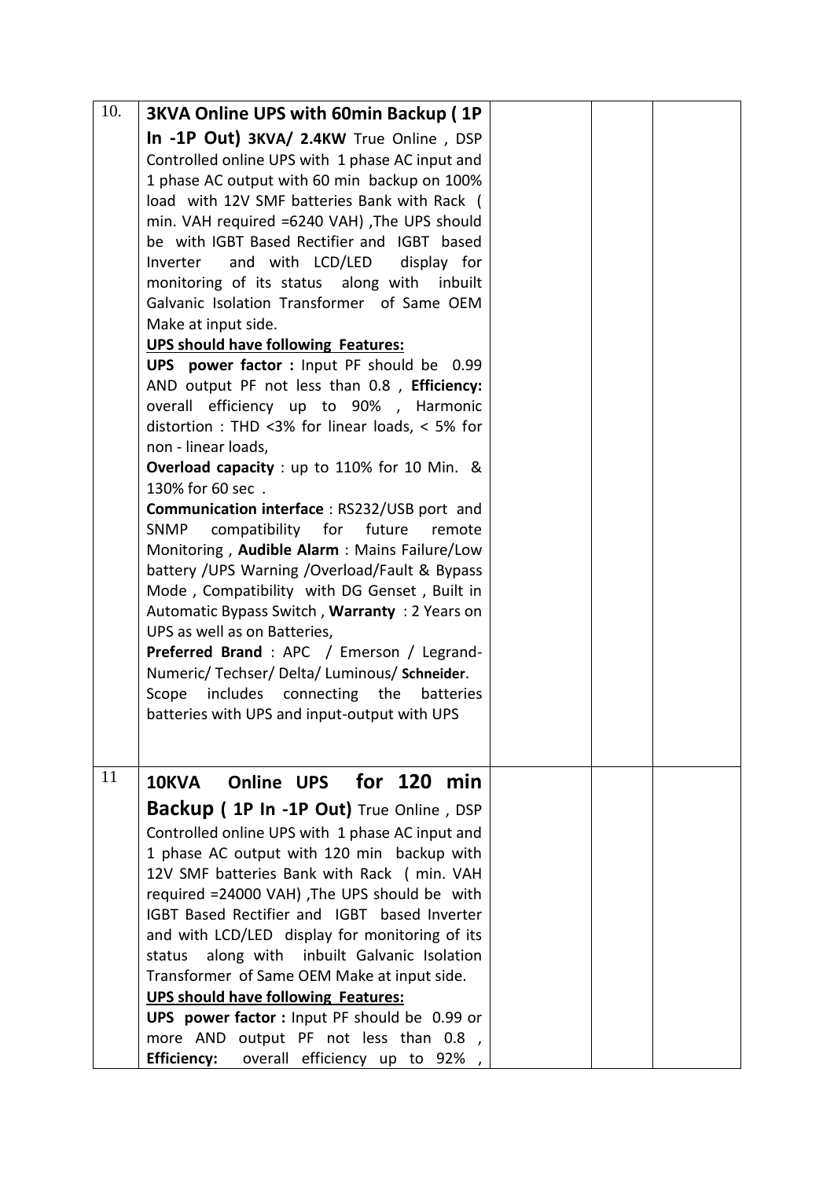| | | | | |
|---|---|---|---|---|
| 10. | **3KVA Online UPS with 60min Backup ( 1P In -1P Out) 3KVA/ 2.4KW** True Online , DSP Controlled online UPS with 1 phase AC input and 1 phase AC output with 60 min backup on 100% load with 12V SMF batteries Bank with Rack ( min. VAH required =6240 VAH) ,The UPS should be with IGBT Based Rectifier and IGBT based Inverter and with LCD/LED display for monitoring of its status along with inbuilt Galvanic Isolation Transformer of Same OEM Make at input side.<br>**UPS should have following Features:**<br>**UPS power factor :** Input PF should be 0.99 AND output PF not less than 0.8 , **Efficiency:** overall efficiency up to 90% , Harmonic distortion : THD <3% for linear loads, < 5% for non - linear loads,<br>**Overload capacity** : up to 110% for 10 Min. & 130% for 60 sec .<br>**Communication interface** : RS232/USB port and SNMP compatibility for future remote Monitoring , **Audible Alarm** : Mains Failure/Low battery /UPS Warning /Overload/Fault & Bypass Mode , Compatibility with DG Genset , Built in Automatic Bypass Switch , **Warranty** : 2 Years on UPS as well as on Batteries,<br>**Preferred Brand** : APC / Emerson / Legrand-Numeric/ Techser/ Delta/ Luminous/ **Schneider**.<br>Scope includes connecting the batteries batteries with UPS and input-output with UPS | | | |
| 11 | **10KVA Online UPS for 120 min Backup ( 1P In -1P Out)** True Online , DSP Controlled online UPS with 1 phase AC input and 1 phase AC output with 120 min backup with 12V SMF batteries Bank with Rack ( min. VAH required =24000 VAH) ,The UPS should be with IGBT Based Rectifier and IGBT based Inverter and with LCD/LED display for monitoring of its status along with inbuilt Galvanic Isolation Transformer of Same OEM Make at input side.<br>**UPS should have following Features:**<br>**UPS power factor :** Input PF should be 0.99 or more AND output PF not less than 0.8 , **Efficiency:** overall efficiency up to 92% , | | | |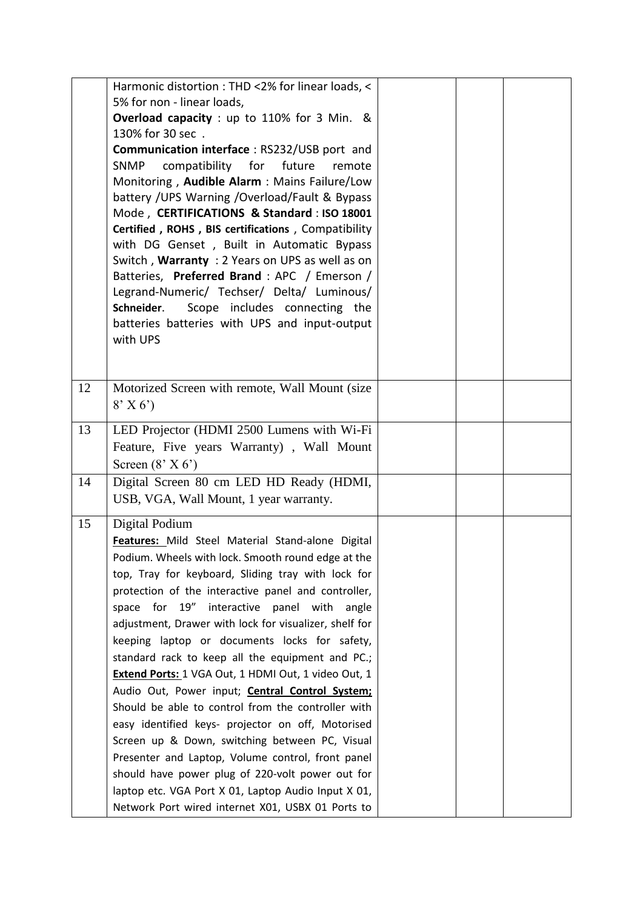| | | | | |
|---|---|---|---|---|
| | Harmonic distortion : THD <2% for linear loads, < 5% for non - linear loads, **Overload capacity** : up to 110% for 3 Min. & 130% for 30 sec . **Communication interface** : RS232/USB port and SNMP compatibility for future remote Monitoring , **Audible Alarm** : Mains Failure/Low battery /UPS Warning /Overload/Fault & Bypass Mode , **CERTIFICATIONS & Standard** : **ISO 18001 Certified , ROHS , BIS certifications** , Compatibility with DG Genset , Built in Automatic Bypass Switch , **Warranty** : 2 Years on UPS as well as on Batteries, **Preferred Brand** : APC / Emerson / Legrand-Numeric/ Techser/ Delta/ Luminous/ **Schneider**. Scope includes connecting the batteries batteries with UPS and input-output with UPS | | | |
| 12 | Motorized Screen with remote, Wall Mount (size 8' X 6') | | | |
| 13 | LED Projector (HDMI 2500 Lumens with Wi-Fi Feature, Five years Warranty) , Wall Mount Screen (8' X 6') | | | |
| 14 | Digital Screen 80 cm LED HD Ready (HDMI, USB, VGA, Wall Mount, 1 year warranty. | | | |
| 15 | Digital Podium<br>**Features:** Mild Steel Material Stand-alone Digital Podium. Wheels with lock. Smooth round edge at the top, Tray for keyboard, Sliding tray with lock for protection of the interactive panel and controller, space for 19" interactive panel with angle adjustment, Drawer with lock for visualizer, shelf for keeping laptop or documents locks for safety, standard rack to keep all the equipment and PC.; **Extend Ports:** 1 VGA Out, 1 HDMI Out, 1 video Out, 1 Audio Out, Power input; **Central Control System;** Should be able to control from the controller with easy identified keys- projector on off, Motorised Screen up & Down, switching between PC, Visual Presenter and Laptop, Volume control, front panel should have power plug of 220-volt power out for laptop etc. VGA Port X 01, Laptop Audio Input X 01, Network Port wired internet X01, USBX 01 Ports to | | | |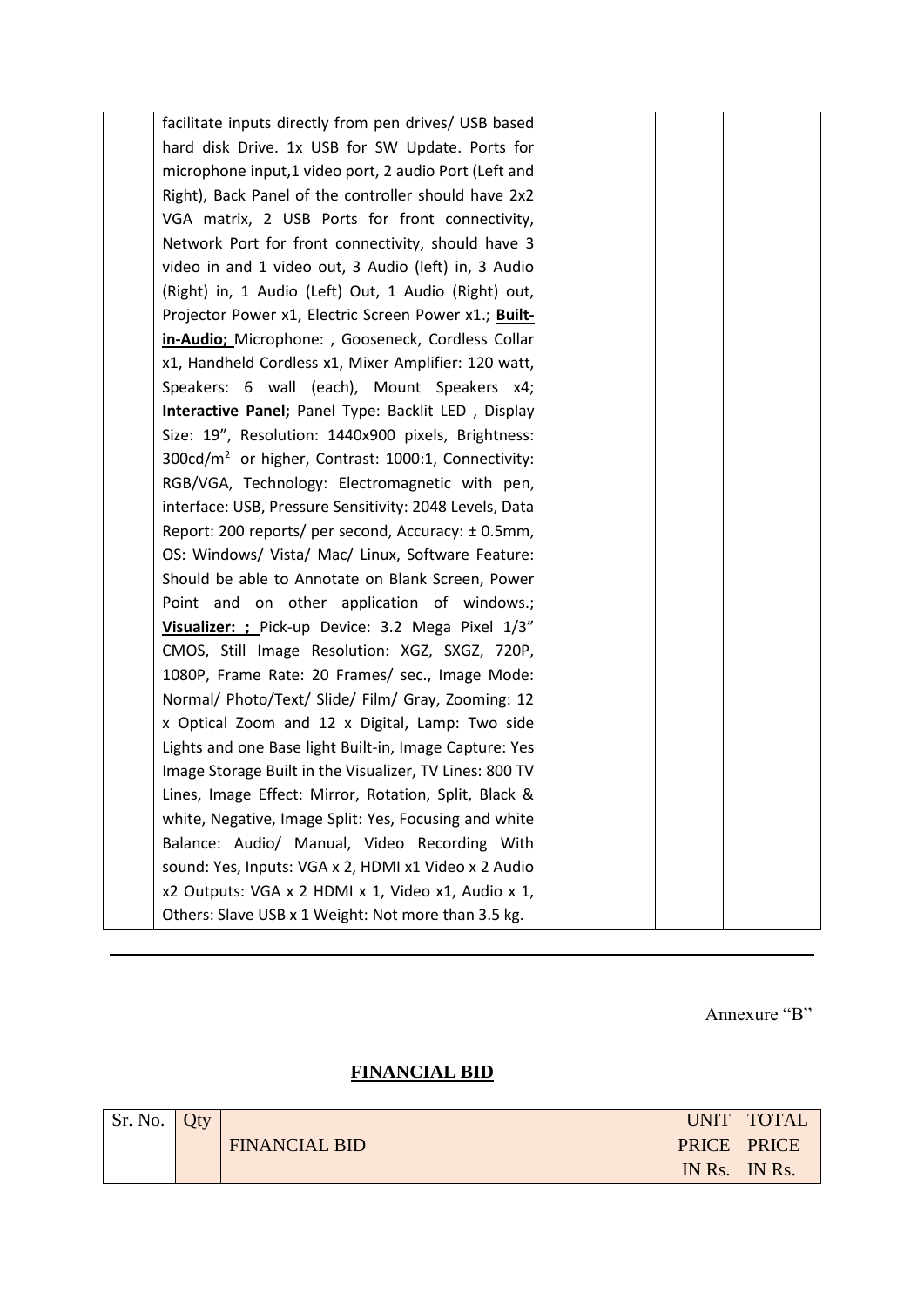| | | | | |
|---|---|---|---|---|
| | facilitate inputs directly from pen drives/ USB based hard disk Drive. 1x USB for SW Update. Ports for microphone input,1 video port, 2 audio Port (Left and Right), Back Panel of the controller should have 2x2 VGA matrix, 2 USB Ports for front connectivity, Network Port for front connectivity, should have 3 video in and 1 video out, 3 Audio (left) in, 3 Audio (Right) in, 1 Audio (Left) Out, 1 Audio (Right) out, Projector Power x1, Electric Screen Power x1.; **Built-in-Audio;** Microphone: , Gooseneck, Cordless Collar x1, Handheld Cordless x1, Mixer Amplifier: 120 watt, Speakers: 6 wall (each), Mount Speakers x4; **Interactive Panel;** Panel Type: Backlit LED , Display Size: 19", Resolution: 1440x900 pixels, Brightness: 300cd/m$^2$ or higher, Contrast: 1000:1, Connectivity: RGB/VGA, Technology: Electromagnetic with pen, interface: USB, Pressure Sensitivity: 2048 Levels, Data Report: 200 reports/ per second, Accuracy: ± 0.5mm, OS: Windows/ Vista/ Mac/ Linux, Software Feature: Should be able to Annotate on Blank Screen, Power Point and on other application of windows.; **Visualizer: ;** Pick-up Device: 3.2 Mega Pixel 1/3" CMOS, Still Image Resolution: XGZ, SXGZ, 720P, 1080P, Frame Rate: 20 Frames/ sec., Image Mode: Normal/ Photo/Text/ Slide/ Film/ Gray, Zooming: 12 x Optical Zoom and 12 x Digital, Lamp: Two side Lights and one Base light Built-in, Image Capture: Yes Image Storage Built in the Visualizer, TV Lines: 800 TV Lines, Image Effect: Mirror, Rotation, Split, Black & white, Negative, Image Split: Yes, Focusing and white Balance: Audio/ Manual, Video Recording With sound: Yes, Inputs: VGA x 2, HDMI x1 Video x 2 Audio x2 Outputs: VGA x 2 HDMI x 1, Video x1, Audio x 1, Others: Slave USB x 1 Weight: Not more than 3.5 kg. | | | |

---

Annexure "B"

## FINANCIAL BID

| Sr. No. | Qty | FINANCIAL BID | UNIT PRICE IN Rs. | TOTAL PRICE IN Rs. |
|---|---|---|---|---|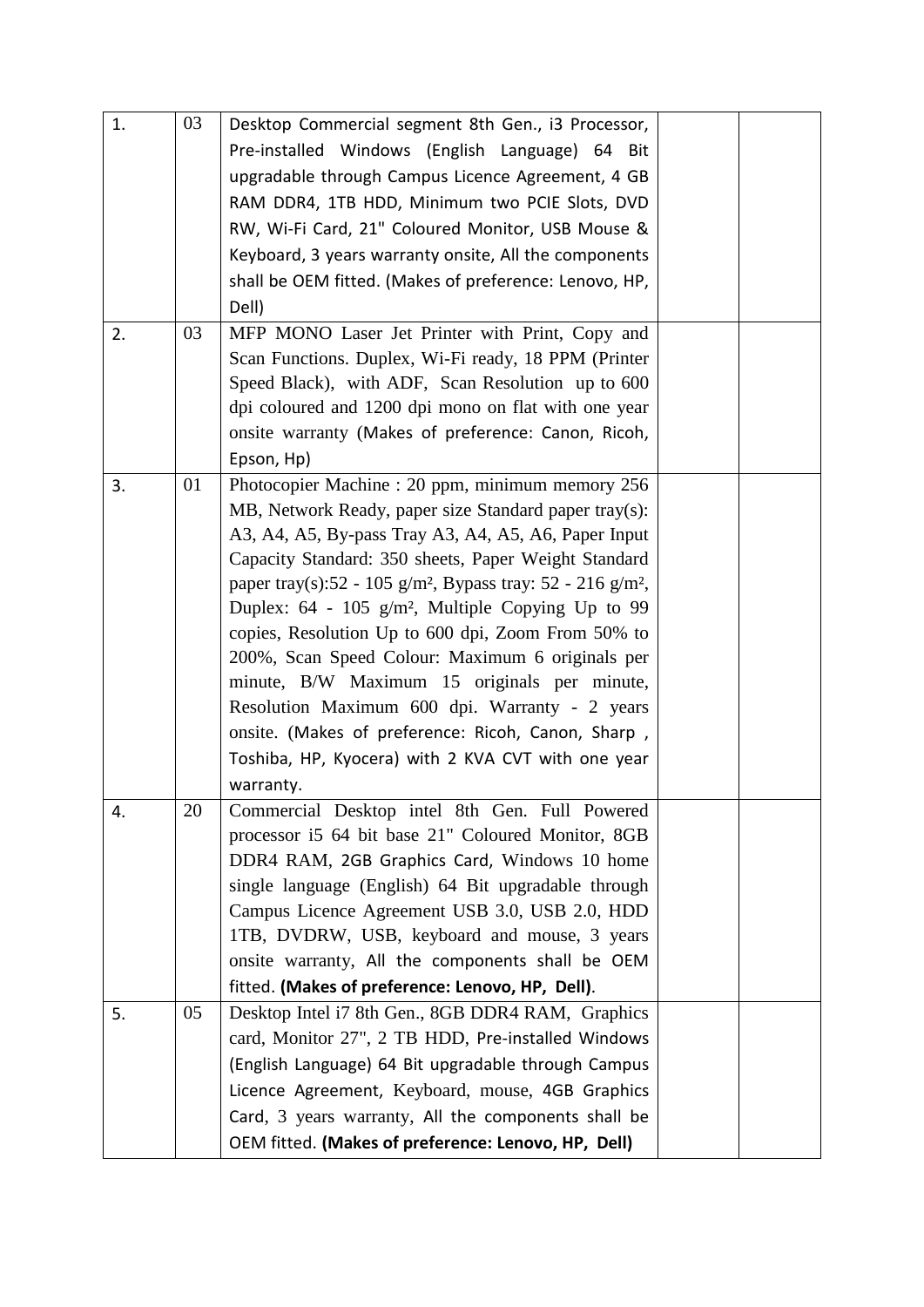| | | | | |
|---|---|---|---|---|
| 1. | 03 | Desktop Commercial segment 8th Gen., i3 Processor, Pre-installed Windows (English Language) 64 Bit upgradable through Campus Licence Agreement, 4 GB RAM DDR4, 1TB HDD, Minimum two PCIE Slots, DVD RW, Wi-Fi Card, 21" Coloured Monitor, USB Mouse & Keyboard, 3 years warranty onsite, All the components shall be OEM fitted. (Makes of preference: Lenovo, HP, Dell) | | |
| 2. | 03 | MFP MONO Laser Jet Printer with Print, Copy and Scan Functions. Duplex, Wi-Fi ready, 18 PPM (Printer Speed Black), with ADF, Scan Resolution up to 600 dpi coloured and 1200 dpi mono on flat with one year onsite warranty (Makes of preference: Canon, Ricoh, Epson, Hp) | | |
| 3. | 01 | Photocopier Machine : 20 ppm, minimum memory 256 MB, Network Ready, paper size Standard paper tray(s): A3, A4, A5, By-pass Tray A3, A4, A5, A6, Paper Input Capacity Standard: 350 sheets, Paper Weight Standard paper tray(s):52 - 105 g/m², Bypass tray: 52 - 216 g/m², Duplex: 64 - 105 g/m², Multiple Copying Up to 99 copies, Resolution Up to 600 dpi, Zoom From 50% to 200%, Scan Speed Colour: Maximum 6 originals per minute, B/W Maximum 15 originals per minute, Resolution Maximum 600 dpi. Warranty - 2 years onsite. (Makes of preference: Ricoh, Canon, Sharp , Toshiba, HP, Kyocera) with 2 KVA CVT with one year warranty. | | |
| 4. | 20 | Commercial Desktop intel 8th Gen. Full Powered processor i5 64 bit base 21" Coloured Monitor, 8GB DDR4 RAM, 2GB Graphics Card, Windows 10 home single language (English) 64 Bit upgradable through Campus Licence Agreement USB 3.0, USB 2.0, HDD 1TB, DVDRW, USB, keyboard and mouse, 3 years onsite warranty, All the components shall be OEM fitted. **(Makes of preference: Lenovo, HP, Dell)**. | | |
| 5. | 05 | Desktop Intel i7 8th Gen., 8GB DDR4 RAM, Graphics card, Monitor 27", 2 TB HDD, Pre-installed Windows (English Language) 64 Bit upgradable through Campus Licence Agreement, Keyboard, mouse, 4GB Graphics Card, 3 years warranty, All the components shall be OEM fitted. **(Makes of preference: Lenovo, HP, Dell)** | | |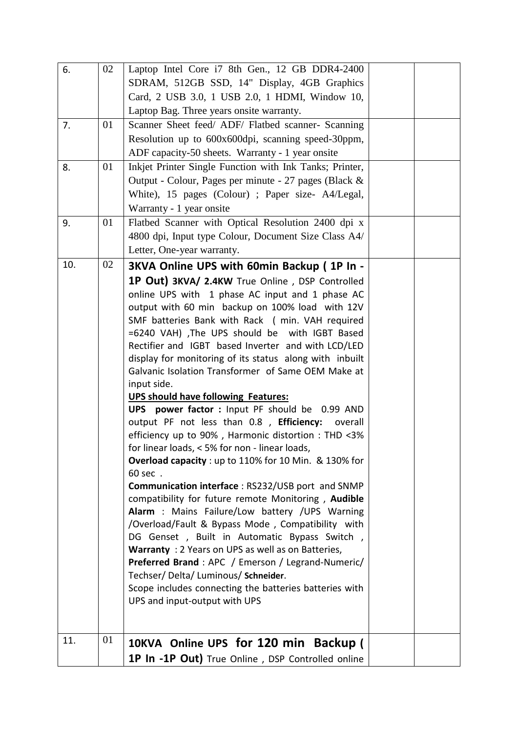| 6. | 02 | Laptop Intel Core i7 8th Gen., 12 GB DDR4-2400 SDRAM, 512GB SSD, 14" Display, 4GB Graphics Card, 2 USB 3.0, 1 USB 2.0, 1 HDMI, Window 10, Laptop Bag. Three years onsite warranty. | | |
|---|---|---|---|---|
| 7. | 01 | Scanner Sheet feed/ ADF/ Flatbed scanner- Scanning Resolution up to 600x600dpi, scanning speed-30ppm, ADF capacity-50 sheets. Warranty - 1 year onsite | | |
| 8. | 01 | Inkjet Printer Single Function with Ink Tanks; Printer, Output - Colour, Pages per minute - 27 pages (Black & White), 15 pages (Colour) ; Paper size- A4/Legal, Warranty - 1 year onsite | | |
| 9. | 01 | Flatbed Scanner with Optical Resolution 2400 dpi x 4800 dpi, Input type Colour, Document Size Class A4/ Letter, One-year warranty. | | |
| 10. | 02 | **3KVA Online UPS with 60min Backup ( 1P In - 1P Out) 3KVA/ 2.4KW** True Online , DSP Controlled online UPS with 1 phase AC input and 1 phase AC output with 60 min backup on 100% load with 12V SMF batteries Bank with Rack ( min. VAH required =6240 VAH) ,The UPS should be with IGBT Based Rectifier and IGBT based Inverter and with LCD/LED display for monitoring of its status along with inbuilt Galvanic Isolation Transformer of Same OEM Make at input side.<br>**UPS should have following Features:**<br>**UPS power factor :** Input PF should be 0.99 AND output PF not less than 0.8 , **Efficiency:** overall efficiency up to 90% , Harmonic distortion : THD <3% for linear loads, < 5% for non - linear loads,<br>**Overload capacity** : up to 110% for 10 Min. & 130% for 60 sec .<br>**Communication interface** : RS232/USB port and SNMP compatibility for future remote Monitoring , **Audible Alarm** : Mains Failure/Low battery /UPS Warning /Overload/Fault & Bypass Mode , Compatibility with DG Genset , Built in Automatic Bypass Switch ,<br>**Warranty** : 2 Years on UPS as well as on Batteries,<br>**Preferred Brand** : APC / Emerson / Legrand-Numeric/ Techser/ Delta/ Luminous/ **Schneider**.<br>Scope includes connecting the batteries batteries with UPS and input-output with UPS | | |
| 11. | 01 | **10KVA Online UPS for 120 min Backup ( 1P In -1P Out)** True Online , DSP Controlled online | | |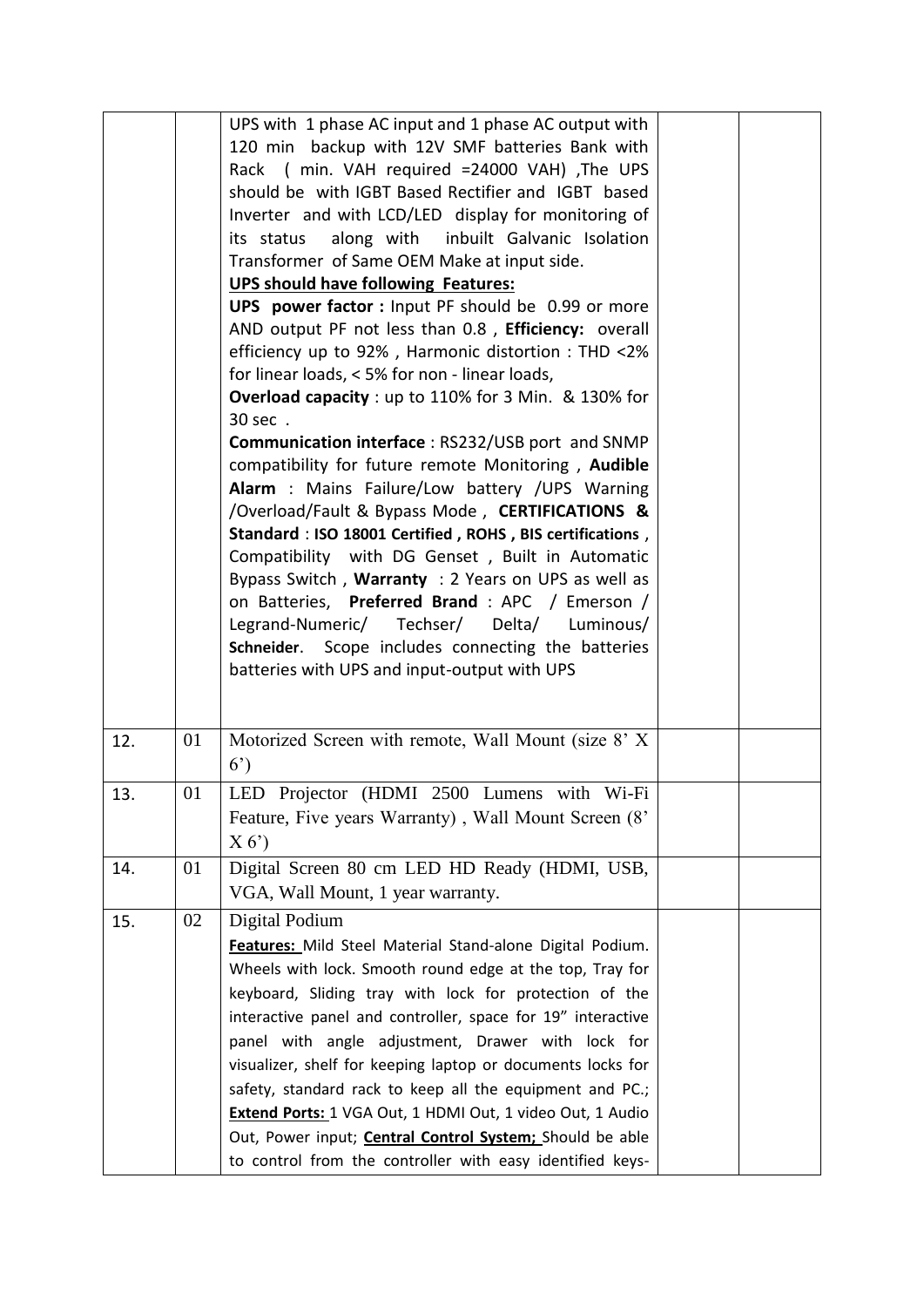| | | | | |
|---|---|---|---|---|
| | | UPS with 1 phase AC input and 1 phase AC output with 120 min backup with 12V SMF batteries Bank with Rack ( min. VAH required =24000 VAH) ,The UPS should be with IGBT Based Rectifier and IGBT based Inverter and with LCD/LED display for monitoring of its status along with inbuilt Galvanic Isolation Transformer of Same OEM Make at input side. <br> <u>**UPS should have following Features:**</u> <br> **UPS power factor :** Input PF should be 0.99 or more AND output PF not less than 0.8 , **Efficiency:** overall efficiency up to 92% , Harmonic distortion : THD <2% for linear loads, < 5% for non - linear loads, <br> **Overload capacity** : up to 110% for 3 Min. & 130% for 30 sec . <br> **Communication interface** : RS232/USB port and SNMP compatibility for future remote Monitoring , **Audible Alarm** : Mains Failure/Low battery /UPS Warning /Overload/Fault & Bypass Mode , **CERTIFICATIONS & Standard** : **ISO 18001 Certified , ROHS , BIS certifications** , Compatibility with DG Genset , Built in Automatic Bypass Switch , **Warranty** : 2 Years on UPS as well as on Batteries, **Preferred Brand** : APC / Emerson / Legrand-Numeric/ Techser/ Delta/ Luminous/ **Schneider**. Scope includes connecting the batteries batteries with UPS and input-output with UPS | | |
| 12. | 01 | Motorized Screen with remote, Wall Mount (size 8' X 6') | | |
| 13. | 01 | LED Projector (HDMI 2500 Lumens with Wi-Fi Feature, Five years Warranty) , Wall Mount Screen (8' X 6') | | |
| 14. | 01 | Digital Screen 80 cm LED HD Ready (HDMI, USB, VGA, Wall Mount, 1 year warranty. | | |
| 15. | 02 | Digital Podium <br> <u>**Features:**</u> Mild Steel Material Stand-alone Digital Podium. Wheels with lock. Smooth round edge at the top, Tray for keyboard, Sliding tray with lock for protection of the interactive panel and controller, space for 19" interactive panel with angle adjustment, Drawer with lock for visualizer, shelf for keeping laptop or documents locks for safety, standard rack to keep all the equipment and PC.; <u>**Extend Ports:**</u> 1 VGA Out, 1 HDMI Out, 1 video Out, 1 Audio Out, Power input; <u>**Central Control System;**</u> Should be able to control from the controller with easy identified keys- | | |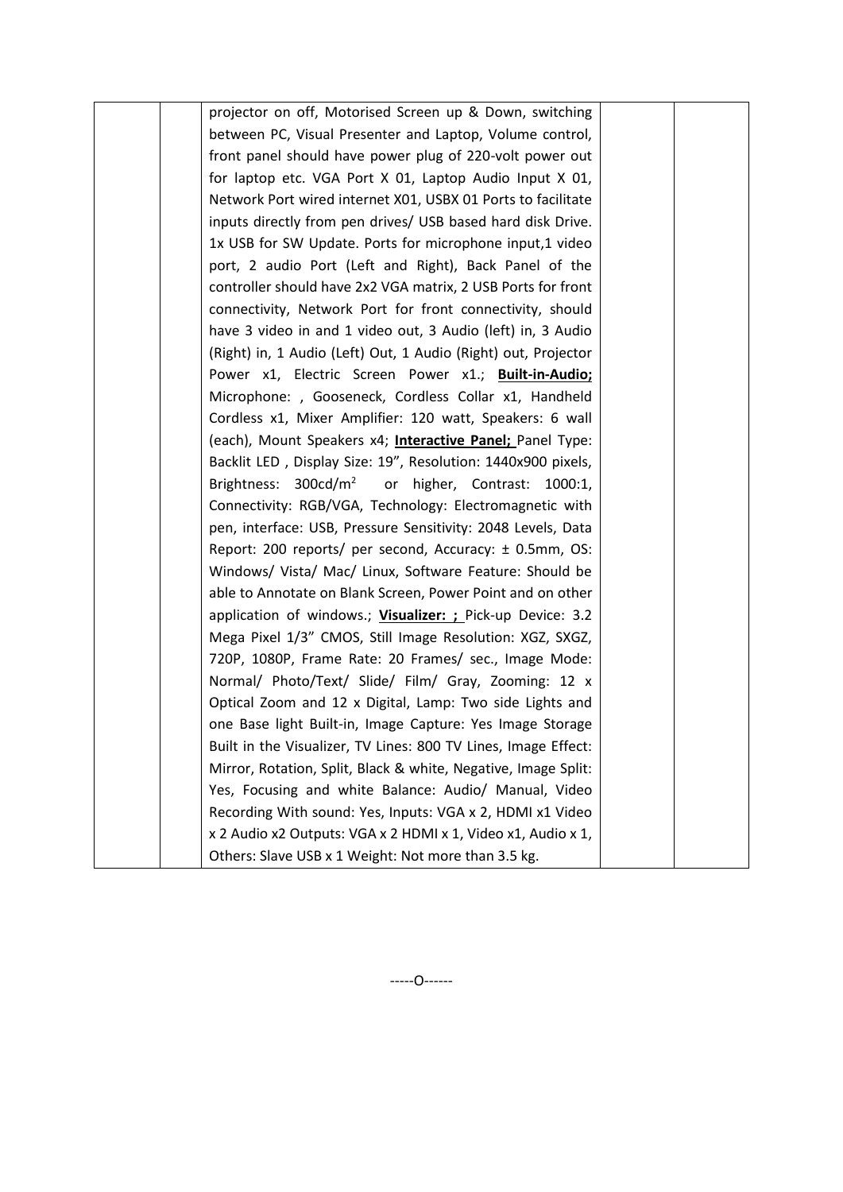| | | | | |
|---|---|---|---|---|
| | | projector on off, Motorised Screen up & Down, switching between PC, Visual Presenter and Laptop, Volume control, front panel should have power plug of 220-volt power out for laptop etc. VGA Port X 01, Laptop Audio Input X 01, Network Port wired internet X01, USBX 01 Ports to facilitate inputs directly from pen drives/ USB based hard disk Drive. 1x USB for SW Update. Ports for microphone input,1 video port, 2 audio Port (Left and Right), Back Panel of the controller should have 2x2 VGA matrix, 2 USB Ports for front connectivity, Network Port for front connectivity, should have 3 video in and 1 video out, 3 Audio (left) in, 3 Audio (Right) in, 1 Audio (Left) Out, 1 Audio (Right) out, Projector Power x1, Electric Screen Power x1.; **Built-in-Audio;** Microphone: , Gooseneck, Cordless Collar x1, Handheld Cordless x1, Mixer Amplifier: 120 watt, Speakers: 6 wall (each), Mount Speakers x4; **Interactive Panel;** Panel Type: Backlit LED , Display Size: 19", Resolution: 1440x900 pixels, Brightness: 300cd/m$^2$ or higher, Contrast: 1000:1, Connectivity: RGB/VGA, Technology: Electromagnetic with pen, interface: USB, Pressure Sensitivity: 2048 Levels, Data Report: 200 reports/ per second, Accuracy: ± 0.5mm, OS: Windows/ Vista/ Mac/ Linux, Software Feature: Should be able to Annotate on Blank Screen, Power Point and on other application of windows.; **Visualizer: ;** Pick-up Device: 3.2 Mega Pixel 1/3" CMOS, Still Image Resolution: XGZ, SXGZ, 720P, 1080P, Frame Rate: 20 Frames/ sec., Image Mode: Normal/ Photo/Text/ Slide/ Film/ Gray, Zooming: 12 x Optical Zoom and 12 x Digital, Lamp: Two side Lights and one Base light Built-in, Image Capture: Yes Image Storage Built in the Visualizer, TV Lines: 800 TV Lines, Image Effect: Mirror, Rotation, Split, Black & white, Negative, Image Split: Yes, Focusing and white Balance: Audio/ Manual, Video Recording With sound: Yes, Inputs: VGA x 2, HDMI x1 Video x 2 Audio x2 Outputs: VGA x 2 HDMI x 1, Video x1, Audio x 1, Others: Slave USB x 1 Weight: Not more than 3.5 kg. | | |

-----O------